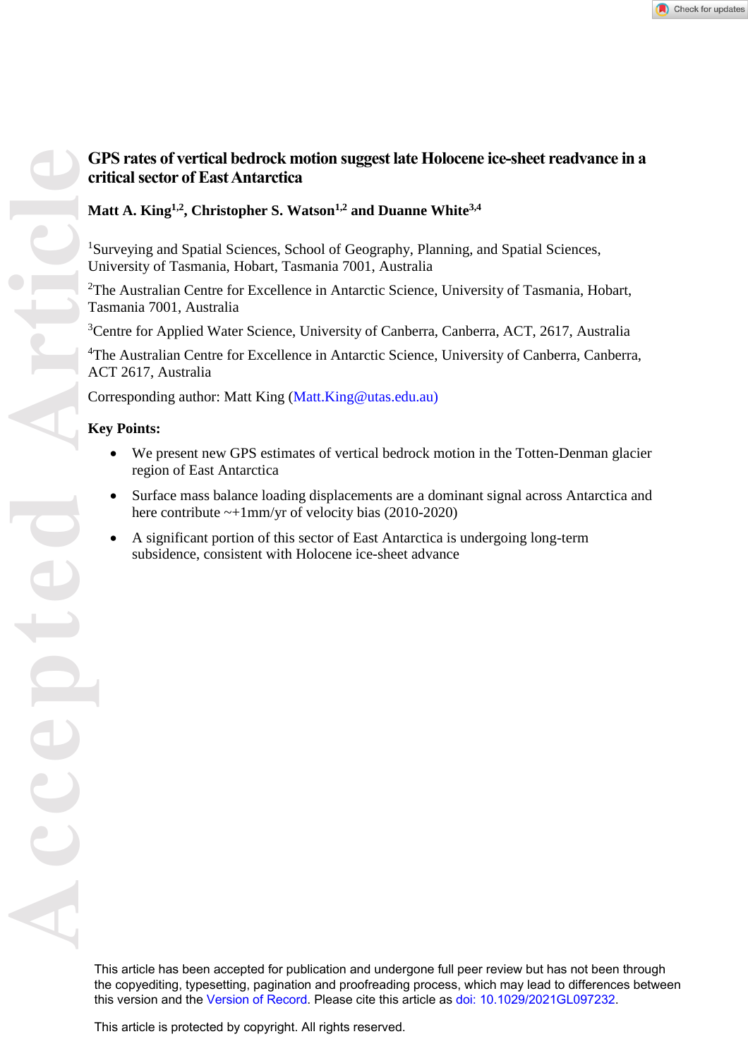# GPS rates of vertical bedrock motion suggest late Holocene ice-sheet readvance in a critical sector of East Antarctica

**Matt A. King[1,2], Christopher S. Watson[1,2] and Duanne White[3,4]**

[1]Surveying and Spatial Sciences, School of Geography, Planning, and Spatial Sciences, University of Tasmania, Hobart, Tasmania 7001, Australia

[2]The Australian Centre for Excellence in Antarctic Science, University of Tasmania, Hobart, Tasmania 7001, Australia

[3]Centre for Applied Water Science, University of Canberra, Canberra, ACT, 2617, Australia

[4]The Australian Centre for Excellence in Antarctic Science, University of Canberra, Canberra, ACT 2617, Australia

Corresponding author: Matt King (Matt.King@utas.edu.au)

**Key Points:**

- We present new GPS estimates of vertical bedrock motion in the Totten-Denman glacier region of East Antarctica
- Surface mass balance loading displacements are a dominant signal across Antarctica and here contribute ~+1mm/yr of velocity bias (2010-2020)
- A significant portion of this sector of East Antarctica is undergoing long-term subsidence, consistent with Holocene ice-sheet advance

This article has been accepted for publication and undergone full peer review but has not been through the copyediting, typesetting, pagination and proofreading process, which may lead to differences between this version and the Version of Record. Please cite this article as doi: 10.1029/2021GL097232.

This article is protected by copyright. All rights reserved.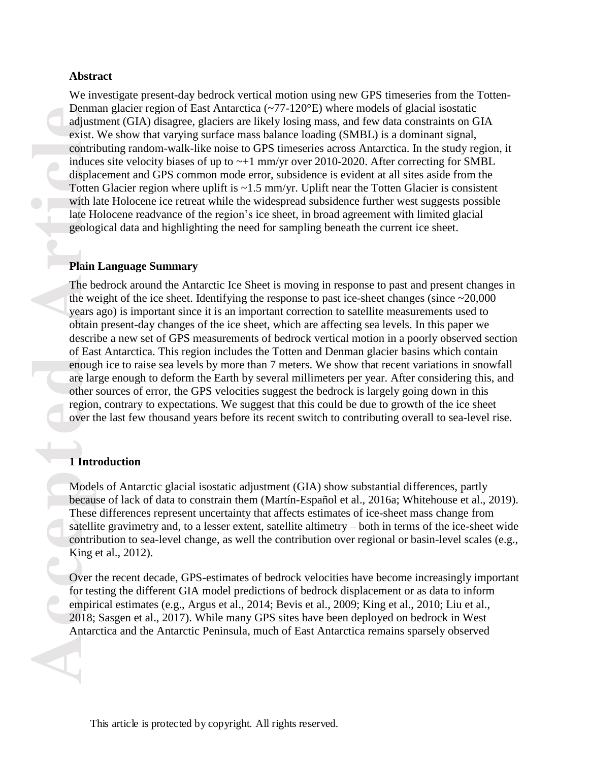**Abstract**

We investigate present-day bedrock vertical motion using new GPS timeseries from the Totten-Denman glacier region of East Antarctica (~77-120°E) where models of glacial isostatic adjustment (GIA) disagree, glaciers are likely losing mass, and few data constraints on GIA exist. We show that varying surface mass balance loading (SMBL) is a dominant signal, contributing random-walk-like noise to GPS timeseries across Antarctica. In the study region, it induces site velocity biases of up to ~+1 mm/yr over 2010-2020. After correcting for SMBL displacement and GPS common mode error, subsidence is evident at all sites aside from the Totten Glacier region where uplift is ~1.5 mm/yr. Uplift near the Totten Glacier is consistent with late Holocene ice retreat while the widespread subsidence further west suggests possible late Holocene readvance of the region's ice sheet, in broad agreement with limited glacial geological data and highlighting the need for sampling beneath the current ice sheet.

**Plain Language Summary**

The bedrock around the Antarctic Ice Sheet is moving in response to past and present changes in the weight of the ice sheet. Identifying the response to past ice-sheet changes (since ~20,000 years ago) is important since it is an important correction to satellite measurements used to obtain present-day changes of the ice sheet, which are affecting sea levels. In this paper we describe a new set of GPS measurements of bedrock vertical motion in a poorly observed section of East Antarctica. This region includes the Totten and Denman glacier basins which contain enough ice to raise sea levels by more than 7 meters. We show that recent variations in snowfall are large enough to deform the Earth by several millimeters per year. After considering this, and other sources of error, the GPS velocities suggest the bedrock is largely going down in this region, contrary to expectations. We suggest that this could be due to growth of the ice sheet over the last few thousand years before its recent switch to contributing overall to sea-level rise.

# 1 Introduction

Models of Antarctic glacial isostatic adjustment (GIA) show substantial differences, partly because of lack of data to constrain them (Martín-Español et al., 2016a; Whitehouse et al., 2019). These differences represent uncertainty that affects estimates of ice-sheet mass change from satellite gravimetry and, to a lesser extent, satellite altimetry – both in terms of the ice-sheet wide contribution to sea-level change, as well the contribution over regional or basin-level scales (e.g., King et al., 2012).

Over the recent decade, GPS-estimates of bedrock velocities have become increasingly important for testing the different GIA model predictions of bedrock displacement or as data to inform empirical estimates (e.g., Argus et al., 2014; Bevis et al., 2009; King et al., 2010; Liu et al., 2018; Sasgen et al., 2017). While many GPS sites have been deployed on bedrock in West Antarctica and the Antarctic Peninsula, much of East Antarctica remains sparsely observed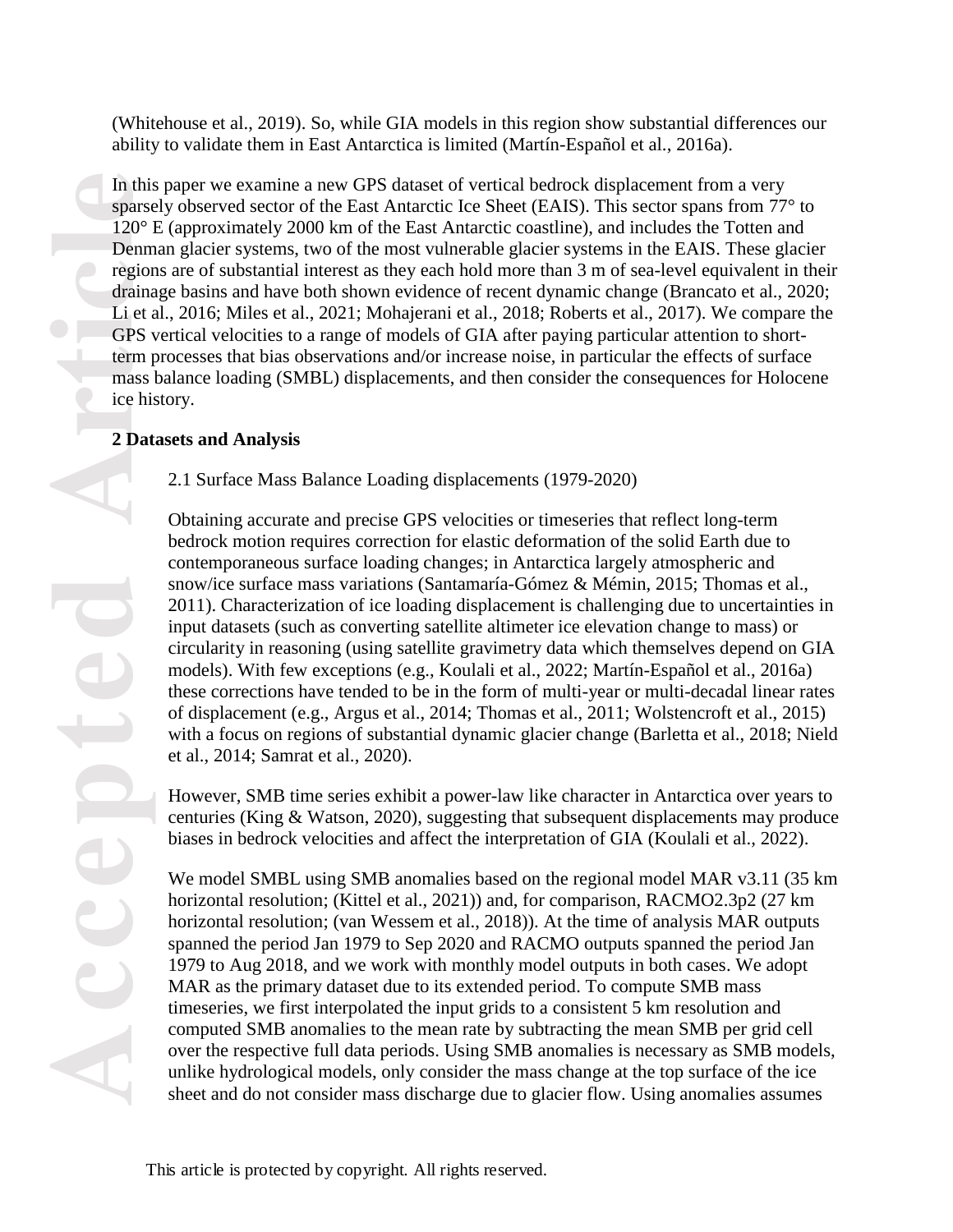(Whitehouse et al., 2019). So, while GIA models in this region show substantial differences our ability to validate them in East Antarctica is limited (Martín-Español et al., 2016a).

In this paper we examine a new GPS dataset of vertical bedrock displacement from a very sparsely observed sector of the East Antarctic Ice Sheet (EAIS). This sector spans from 77° to 120° E (approximately 2000 km of the East Antarctic coastline), and includes the Totten and Denman glacier systems, two of the most vulnerable glacier systems in the EAIS. These glacier regions are of substantial interest as they each hold more than 3 m of sea-level equivalent in their drainage basins and have both shown evidence of recent dynamic change (Brancato et al., 2020; Li et al., 2016; Miles et al., 2021; Mohajerani et al., 2018; Roberts et al., 2017). We compare the GPS vertical velocities to a range of models of GIA after paying particular attention to short-term processes that bias observations and/or increase noise, in particular the effects of surface mass balance loading (SMBL) displacements, and then consider the consequences for Holocene ice history.

## 2 Datasets and Analysis

### 2.1 Surface Mass Balance Loading displacements (1979-2020)

Obtaining accurate and precise GPS velocities or timeseries that reflect long-term bedrock motion requires correction for elastic deformation of the solid Earth due to contemporaneous surface loading changes; in Antarctica largely atmospheric and snow/ice surface mass variations (Santamaría-Gómez & Mémin, 2015; Thomas et al., 2011). Characterization of ice loading displacement is challenging due to uncertainties in input datasets (such as converting satellite altimeter ice elevation change to mass) or circularity in reasoning (using satellite gravimetry data which themselves depend on GIA models). With few exceptions (e.g., Koulali et al., 2022; Martín-Español et al., 2016a) these corrections have tended to be in the form of multi-year or multi-decadal linear rates of displacement (e.g., Argus et al., 2014; Thomas et al., 2011; Wolstencroft et al., 2015) with a focus on regions of substantial dynamic glacier change (Barletta et al., 2018; Nield et al., 2014; Samrat et al., 2020).

However, SMB time series exhibit a power-law like character in Antarctica over years to centuries (King & Watson, 2020), suggesting that subsequent displacements may produce biases in bedrock velocities and affect the interpretation of GIA (Koulali et al., 2022).

We model SMBL using SMB anomalies based on the regional model MAR v3.11 (35 km horizontal resolution; (Kittel et al., 2021)) and, for comparison, RACMO2.3p2 (27 km horizontal resolution; (van Wessem et al., 2018)). At the time of analysis MAR outputs spanned the period Jan 1979 to Sep 2020 and RACMO outputs spanned the period Jan 1979 to Aug 2018, and we work with monthly model outputs in both cases. We adopt MAR as the primary dataset due to its extended period. To compute SMB mass timeseries, we first interpolated the input grids to a consistent 5 km resolution and computed SMB anomalies to the mean rate by subtracting the mean SMB per grid cell over the respective full data periods. Using SMB anomalies is necessary as SMB models, unlike hydrological models, only consider the mass change at the top surface of the ice sheet and do not consider mass discharge due to glacier flow. Using anomalies assumes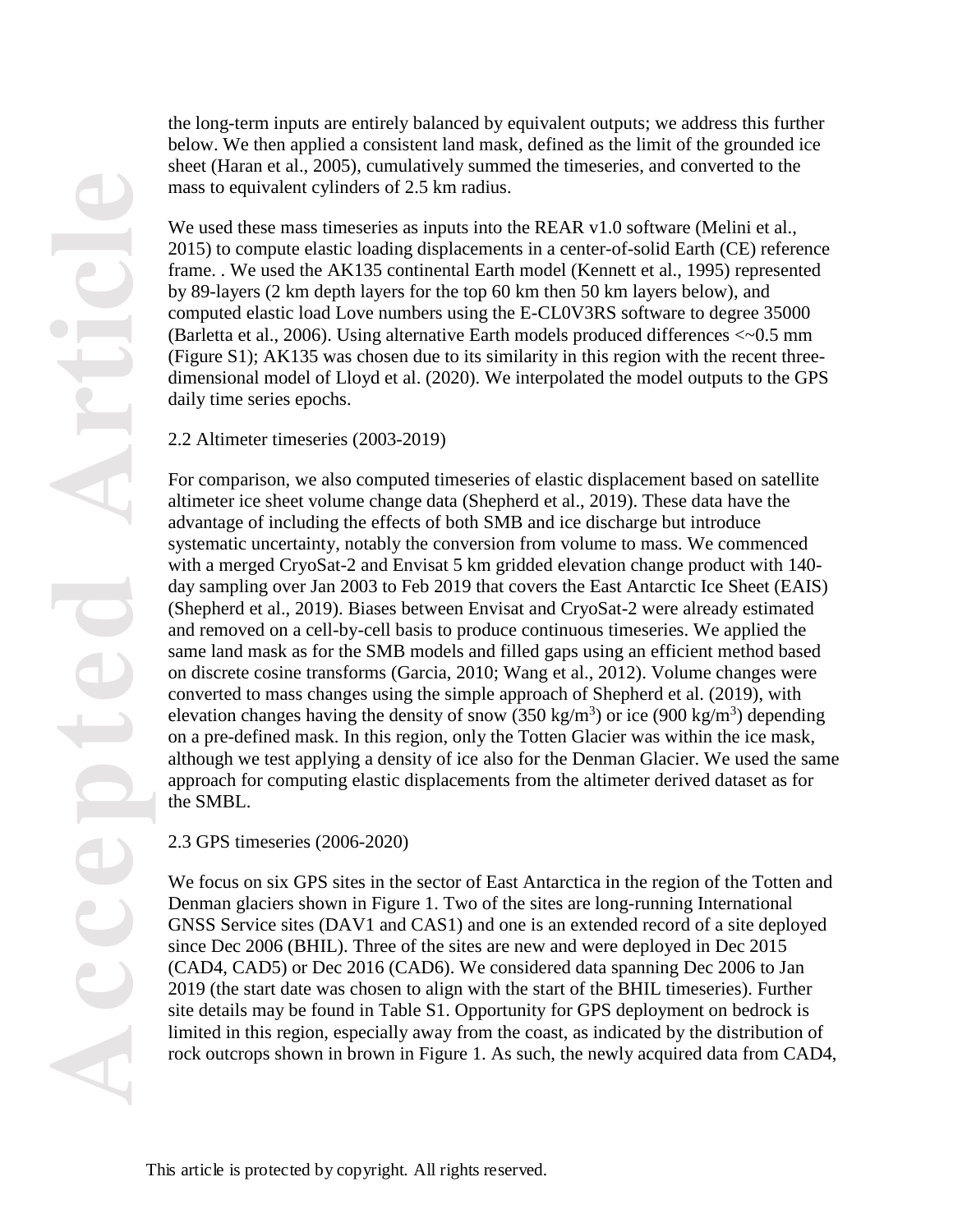the long-term inputs are entirely balanced by equivalent outputs; we address this further below. We then applied a consistent land mask, defined as the limit of the grounded ice sheet (Haran et al., 2005), cumulatively summed the timeseries, and converted to the mass to equivalent cylinders of 2.5 km radius.

We used these mass timeseries as inputs into the REAR v1.0 software (Melini et al., 2015) to compute elastic loading displacements in a center-of-solid Earth (CE) reference frame. . We used the AK135 continental Earth model (Kennett et al., 1995) represented by 89-layers (2 km depth layers for the top 60 km then 50 km layers below), and computed elastic load Love numbers using the E-CL0V3RS software to degree 35000 (Barletta et al., 2006). Using alternative Earth models produced differences <~0.5 mm (Figure S1); AK135 was chosen due to its similarity in this region with the recent three-dimensional model of Lloyd et al. (2020). We interpolated the model outputs to the GPS daily time series epochs.

## 2.2 Altimeter timeseries (2003-2019)

For comparison, we also computed timeseries of elastic displacement based on satellite altimeter ice sheet volume change data (Shepherd et al., 2019). These data have the advantage of including the effects of both SMB and ice discharge but introduce systematic uncertainty, notably the conversion from volume to mass. We commenced with a merged CryoSat-2 and Envisat 5 km gridded elevation change product with 140-day sampling over Jan 2003 to Feb 2019 that covers the East Antarctic Ice Sheet (EAIS) (Shepherd et al., 2019). Biases between Envisat and CryoSat-2 were already estimated and removed on a cell-by-cell basis to produce continuous timeseries. We applied the same land mask as for the SMB models and filled gaps using an efficient method based on discrete cosine transforms (Garcia, 2010; Wang et al., 2012). Volume changes were converted to mass changes using the simple approach of Shepherd et al. (2019), with elevation changes having the density of snow (350 kg/m$^3$) or ice (900 kg/m$^3$) depending on a pre-defined mask. In this region, only the Totten Glacier was within the ice mask, although we test applying a density of ice also for the Denman Glacier. We used the same approach for computing elastic displacements from the altimeter derived dataset as for the SMBL.

## 2.3 GPS timeseries (2006-2020)

We focus on six GPS sites in the sector of East Antarctica in the region of the Totten and Denman glaciers shown in Figure 1. Two of the sites are long-running International GNSS Service sites (DAV1 and CAS1) and one is an extended record of a site deployed since Dec 2006 (BHIL). Three of the sites are new and were deployed in Dec 2015 (CAD4, CAD5) or Dec 2016 (CAD6). We considered data spanning Dec 2006 to Jan 2019 (the start date was chosen to align with the start of the BHIL timeseries). Further site details may be found in Table S1. Opportunity for GPS deployment on bedrock is limited in this region, especially away from the coast, as indicated by the distribution of rock outcrops shown in brown in Figure 1. As such, the newly acquired data from CAD4,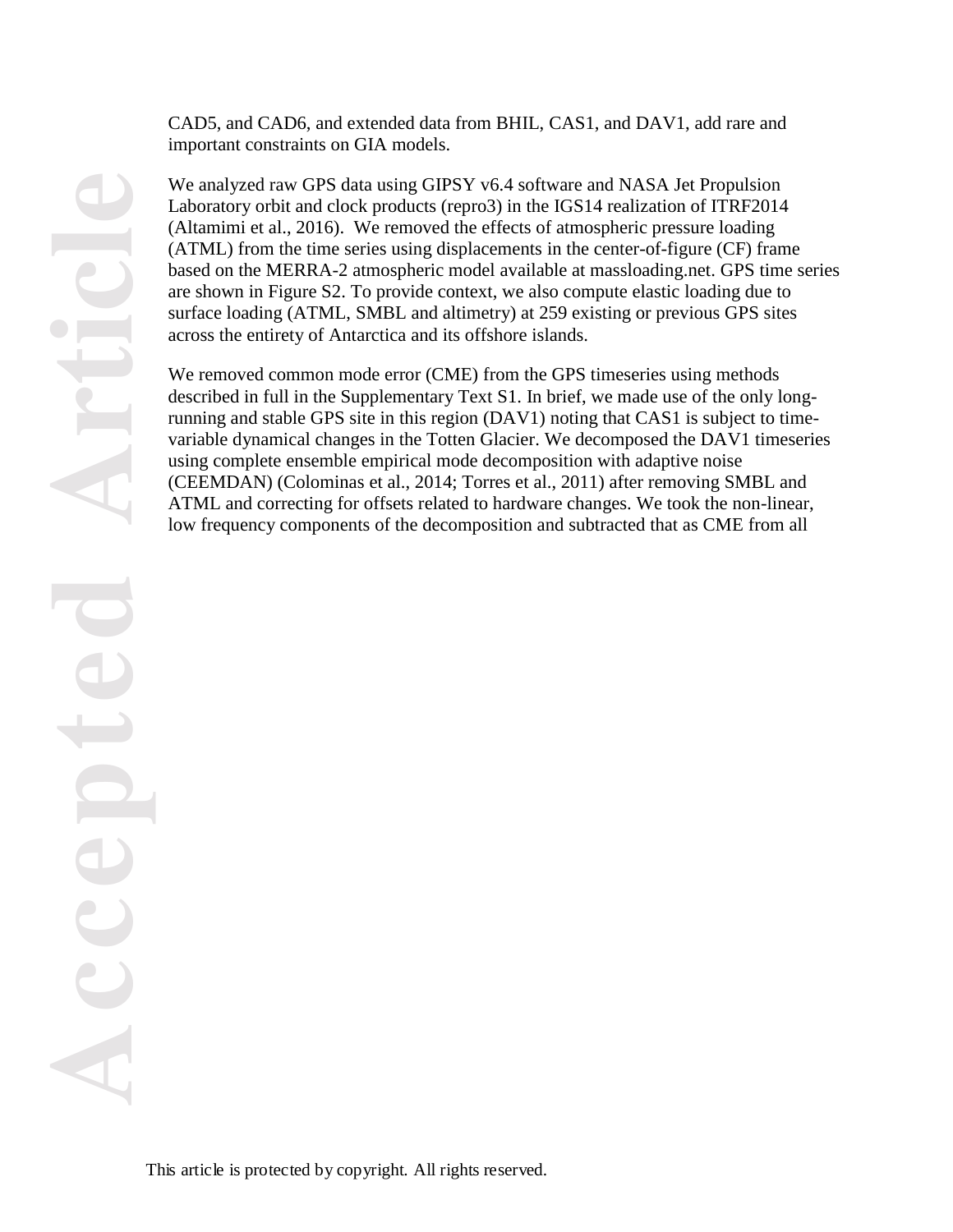CAD5, and CAD6, and extended data from BHIL, CAS1, and DAV1, add rare and important constraints on GIA models.

We analyzed raw GPS data using GIPSY v6.4 software and NASA Jet Propulsion Laboratory orbit and clock products (repro3) in the IGS14 realization of ITRF2014 (Altamimi et al., 2016). We removed the effects of atmospheric pressure loading (ATML) from the time series using displacements in the center-of-figure (CF) frame based on the MERRA-2 atmospheric model available at massloading.net. GPS time series are shown in Figure S2. To provide context, we also compute elastic loading due to surface loading (ATML, SMBL and altimetry) at 259 existing or previous GPS sites across the entirety of Antarctica and its offshore islands.

We removed common mode error (CME) from the GPS timeseries using methods described in full in the Supplementary Text S1. In brief, we made use of the only long-running and stable GPS site in this region (DAV1) noting that CAS1 is subject to time-variable dynamical changes in the Totten Glacier. We decomposed the DAV1 timeseries using complete ensemble empirical mode decomposition with adaptive noise (CEEMDAN) (Colominas et al., 2014; Torres et al., 2011) after removing SMBL and ATML and correcting for offsets related to hardware changes. We took the non-linear, low frequency components of the decomposition and subtracted that as CME from all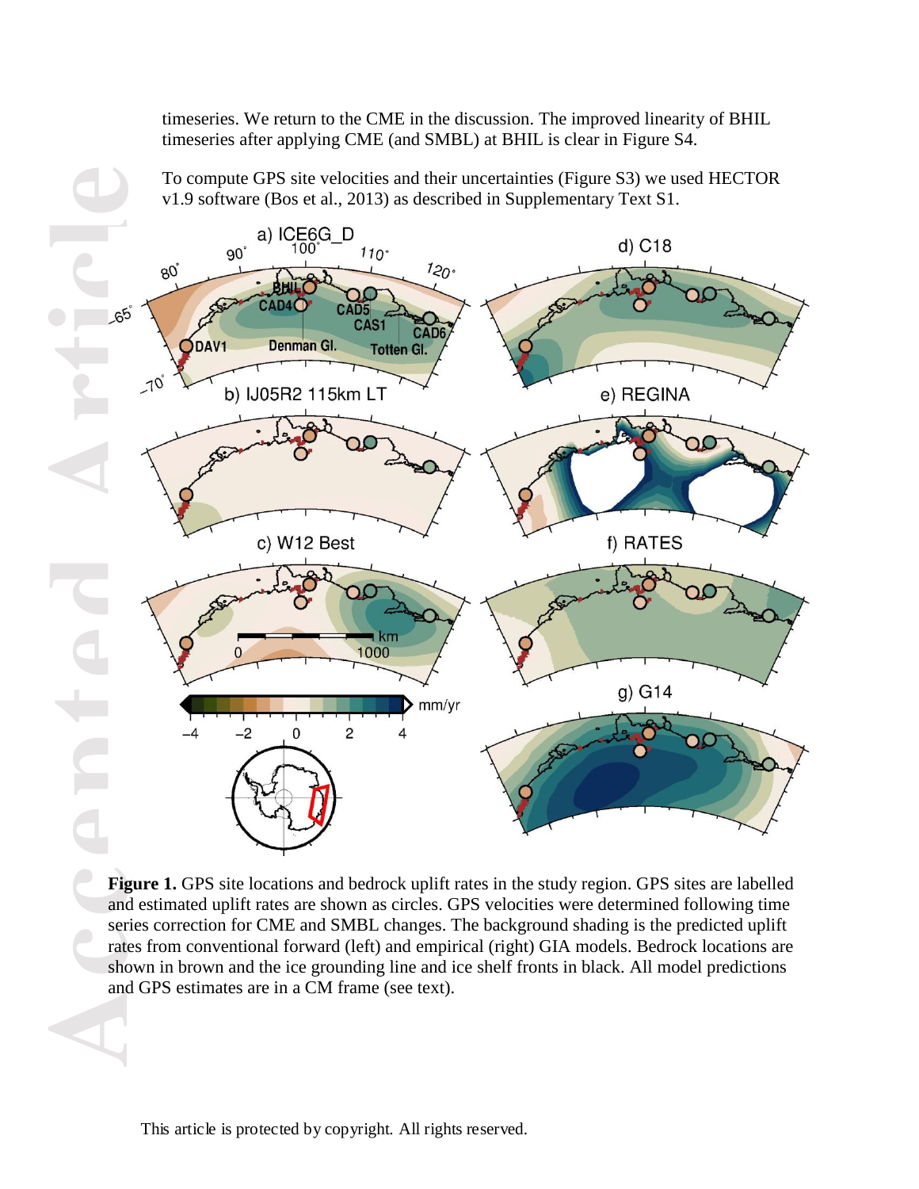timeseries. We return to the CME in the discussion. The improved linearity of BHIL timeseries after applying CME (and SMBL) at BHIL is clear in Figure S4.

To compute GPS site velocities and their uncertainties (Figure S3) we used HECTOR v1.9 software (Bos et al., 2013) as described in Supplementary Text S1.

**Figure 1.** GPS site locations and bedrock uplift rates in the study region. GPS sites are labelled and estimated uplift rates are shown as circles. GPS velocities were determined following time series correction for CME and SMBL changes. The background shading is the predicted uplift rates from conventional forward (left) and empirical (right) GIA models. Bedrock locations are shown in brown and the ice grounding line and ice shelf fronts in black. All model predictions and GPS estimates are in a CM frame (see text).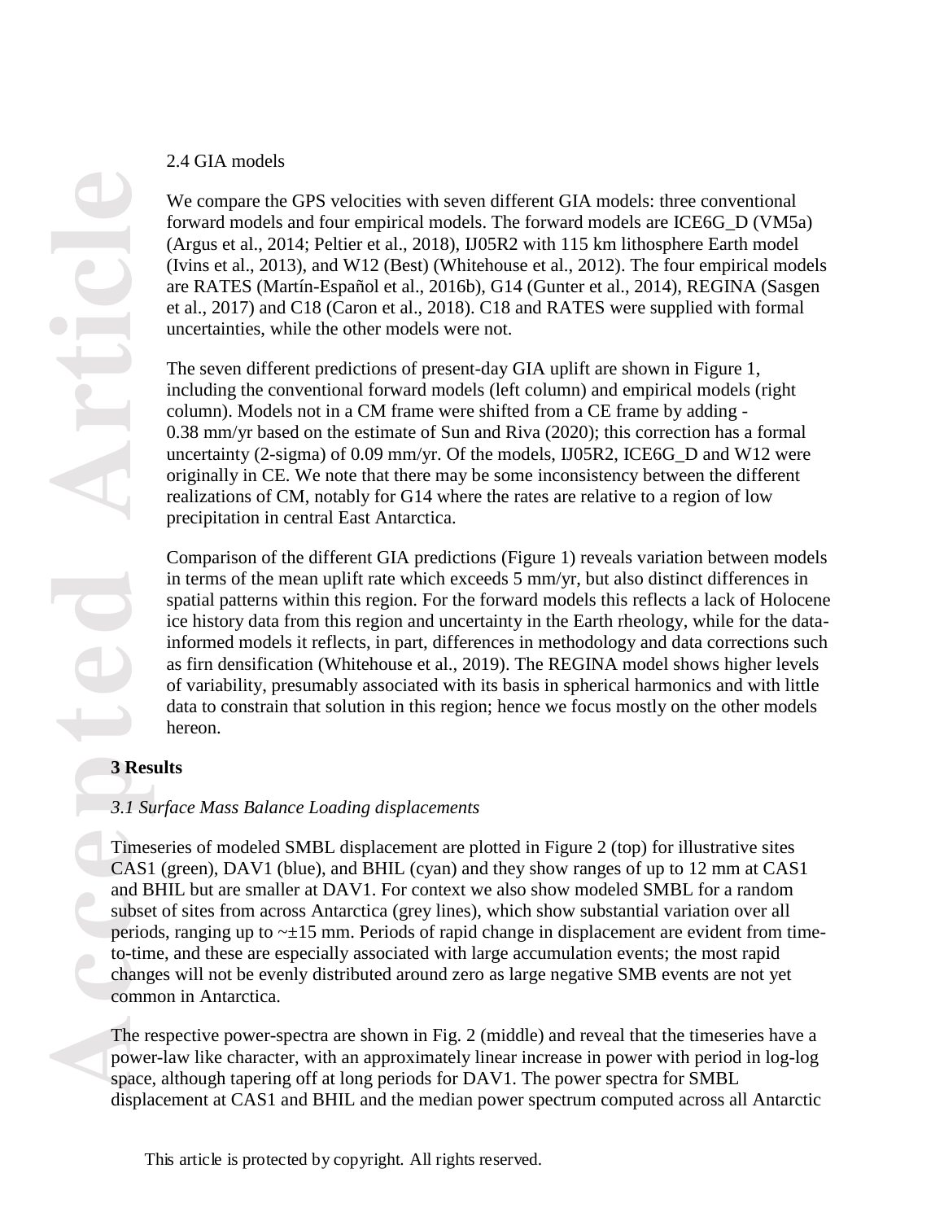2.4 GIA models

We compare the GPS velocities with seven different GIA models: three conventional forward models and four empirical models. The forward models are ICE6G_D (VM5a) (Argus et al., 2014; Peltier et al., 2018), IJ05R2 with 115 km lithosphere Earth model (Ivins et al., 2013), and W12 (Best) (Whitehouse et al., 2012). The four empirical models are RATES (Martín-Español et al., 2016b), G14 (Gunter et al., 2014), REGINA (Sasgen et al., 2017) and C18 (Caron et al., 2018). C18 and RATES were supplied with formal uncertainties, while the other models were not.

The seven different predictions of present-day GIA uplift are shown in Figure 1, including the conventional forward models (left column) and empirical models (right column). Models not in a CM frame were shifted from a CE frame by adding -0.38 mm/yr based on the estimate of Sun and Riva (2020); this correction has a formal uncertainty (2-sigma) of 0.09 mm/yr. Of the models, IJ05R2, ICE6G_D and W12 were originally in CE. We note that there may be some inconsistency between the different realizations of CM, notably for G14 where the rates are relative to a region of low precipitation in central East Antarctica.

Comparison of the different GIA predictions (Figure 1) reveals variation between models in terms of the mean uplift rate which exceeds 5 mm/yr, but also distinct differences in spatial patterns within this region. For the forward models this reflects a lack of Holocene ice history data from this region and uncertainty in the Earth rheology, while for the data-informed models it reflects, in part, differences in methodology and data corrections such as firn densification (Whitehouse et al., 2019). The REGINA model shows higher levels of variability, presumably associated with its basis in spherical harmonics and with little data to constrain that solution in this region; hence we focus mostly on the other models hereon.

## 3 Results

### *3.1 Surface Mass Balance Loading displacements*

Timeseries of modeled SMBL displacement are plotted in Figure 2 (top) for illustrative sites CAS1 (green), DAV1 (blue), and BHIL (cyan) and they show ranges of up to 12 mm at CAS1 and BHIL but are smaller at DAV1. For context we also show modeled SMBL for a random subset of sites from across Antarctica (grey lines), which show substantial variation over all periods, ranging up to ~±15 mm. Periods of rapid change in displacement are evident from time-to-time, and these are especially associated with large accumulation events; the most rapid changes will not be evenly distributed around zero as large negative SMB events are not yet common in Antarctica.

The respective power-spectra are shown in Fig. 2 (middle) and reveal that the timeseries have a power-law like character, with an approximately linear increase in power with period in log-log space, although tapering off at long periods for DAV1. The power spectra for SMBL displacement at CAS1 and BHIL and the median power spectrum computed across all Antarctic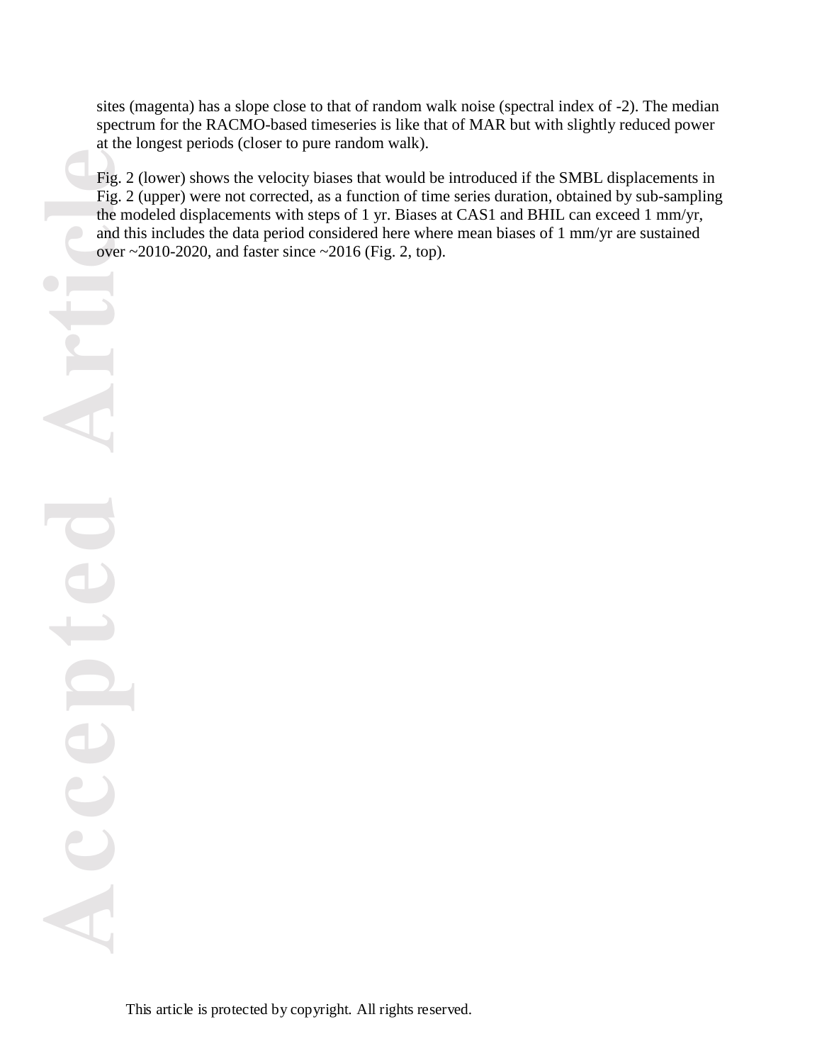sites (magenta) has a slope close to that of random walk noise (spectral index of -2). The median spectrum for the RACMO-based timeseries is like that of MAR but with slightly reduced power at the longest periods (closer to pure random walk).

Fig. 2 (lower) shows the velocity biases that would be introduced if the SMBL displacements in Fig. 2 (upper) were not corrected, as a function of time series duration, obtained by sub-sampling the modeled displacements with steps of 1 yr. Biases at CAS1 and BHIL can exceed 1 mm/yr, and this includes the data period considered here where mean biases of 1 mm/yr are sustained over ~2010-2020, and faster since ~2016 (Fig. 2, top).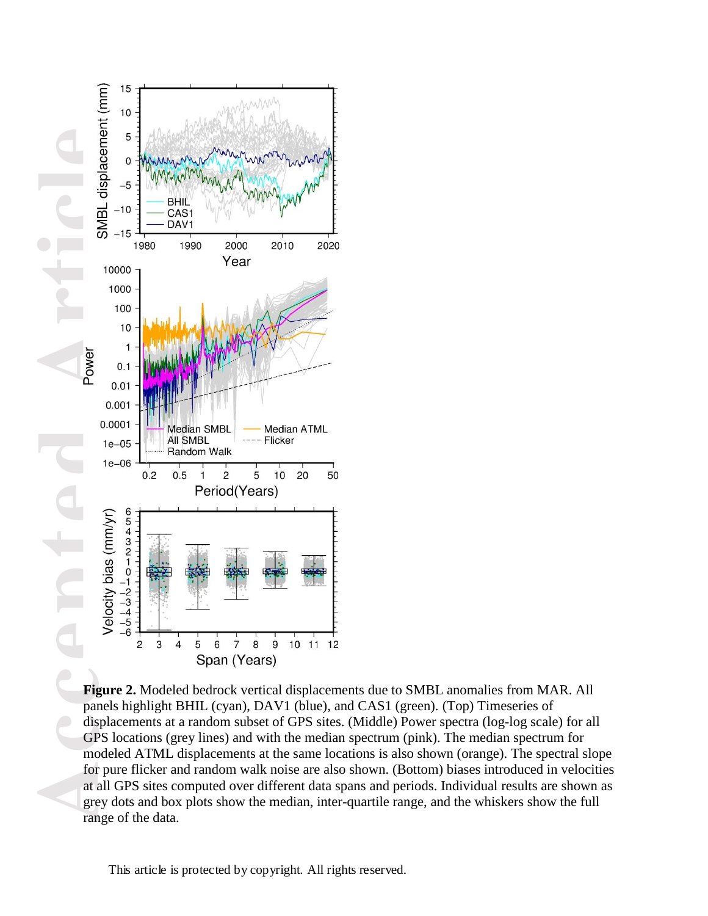**Figure 2.** Modeled bedrock vertical displacements due to SMBL anomalies from MAR. All panels highlight BHIL (cyan), DAV1 (blue), and CAS1 (green). (Top) Timeseries of displacements at a random subset of GPS sites. (Middle) Power spectra (log-log scale) for all GPS locations (grey lines) and with the median spectrum (pink). The median spectrum for modeled ATML displacements at the same locations is also shown (orange). The spectral slope for pure flicker and random walk noise are also shown. (Bottom) biases introduced in velocities at all GPS sites computed over different data spans and periods. Individual results are shown as grey dots and box plots show the median, inter-quartile range, and the whiskers show the full range of the data.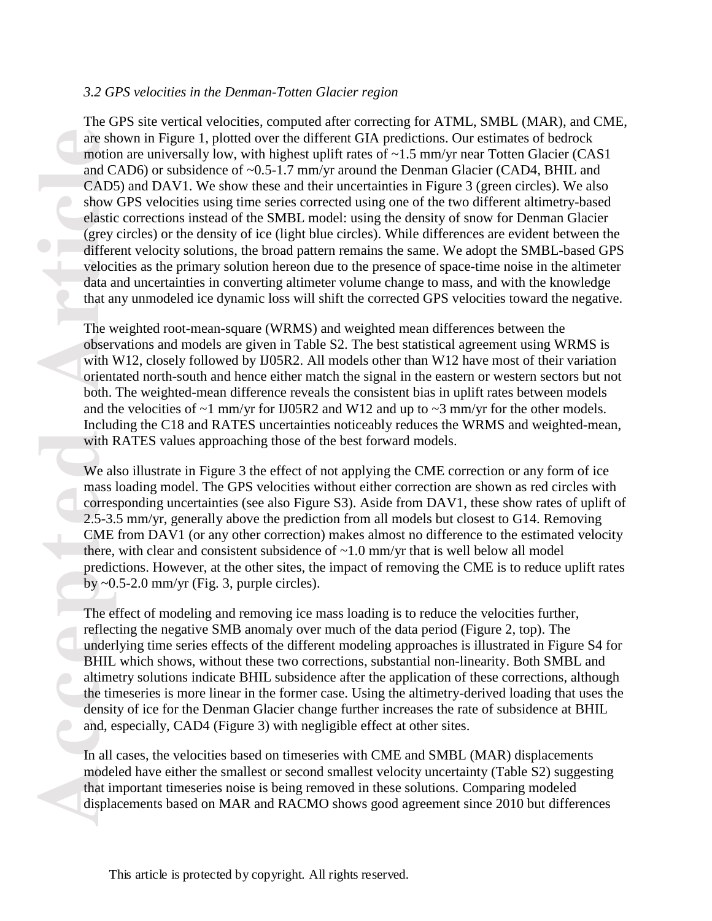*3.2 GPS velocities in the Denman-Totten Glacier region*

The GPS site vertical velocities, computed after correcting for ATML, SMBL (MAR), and CME, are shown in Figure 1, plotted over the different GIA predictions. Our estimates of bedrock motion are universally low, with highest uplift rates of ~1.5 mm/yr near Totten Glacier (CAS1 and CAD6) or subsidence of ~0.5-1.7 mm/yr around the Denman Glacier (CAD4, BHIL and CAD5) and DAV1. We show these and their uncertainties in Figure 3 (green circles). We also show GPS velocities using time series corrected using one of the two different altimetry-based elastic corrections instead of the SMBL model: using the density of snow for Denman Glacier (grey circles) or the density of ice (light blue circles). While differences are evident between the different velocity solutions, the broad pattern remains the same. We adopt the SMBL-based GPS velocities as the primary solution hereon due to the presence of space-time noise in the altimeter data and uncertainties in converting altimeter volume change to mass, and with the knowledge that any unmodeled ice dynamic loss will shift the corrected GPS velocities toward the negative.

The weighted root-mean-square (WRMS) and weighted mean differences between the observations and models are given in Table S2. The best statistical agreement using WRMS is with W12, closely followed by IJ05R2. All models other than W12 have most of their variation orientated north-south and hence either match the signal in the eastern or western sectors but not both. The weighted-mean difference reveals the consistent bias in uplift rates between models and the velocities of ~1 mm/yr for IJ05R2 and W12 and up to ~3 mm/yr for the other models. Including the C18 and RATES uncertainties noticeably reduces the WRMS and weighted-mean, with RATES values approaching those of the best forward models.

We also illustrate in Figure 3 the effect of not applying the CME correction or any form of ice mass loading model. The GPS velocities without either correction are shown as red circles with corresponding uncertainties (see also Figure S3). Aside from DAV1, these show rates of uplift of 2.5-3.5 mm/yr, generally above the prediction from all models but closest to G14. Removing CME from DAV1 (or any other correction) makes almost no difference to the estimated velocity there, with clear and consistent subsidence of ~1.0 mm/yr that is well below all model predictions. However, at the other sites, the impact of removing the CME is to reduce uplift rates by ~0.5-2.0 mm/yr (Fig. 3, purple circles).

The effect of modeling and removing ice mass loading is to reduce the velocities further, reflecting the negative SMB anomaly over much of the data period (Figure 2, top). The underlying time series effects of the different modeling approaches is illustrated in Figure S4 for BHIL which shows, without these two corrections, substantial non-linearity. Both SMBL and altimetry solutions indicate BHIL subsidence after the application of these corrections, although the timeseries is more linear in the former case. Using the altimetry-derived loading that uses the density of ice for the Denman Glacier change further increases the rate of subsidence at BHIL and, especially, CAD4 (Figure 3) with negligible effect at other sites.

In all cases, the velocities based on timeseries with CME and SMBL (MAR) displacements modeled have either the smallest or second smallest velocity uncertainty (Table S2) suggesting that important timeseries noise is being removed in these solutions. Comparing modeled displacements based on MAR and RACMO shows good agreement since 2010 but differences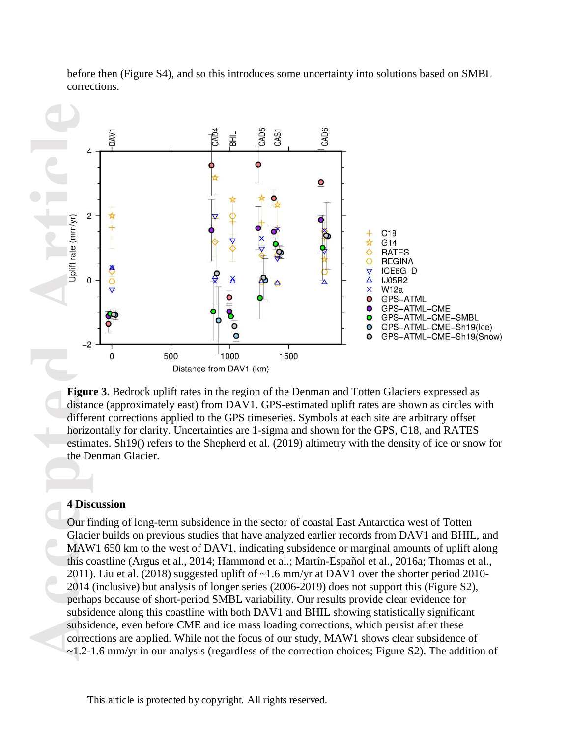before then (Figure S4), and so this introduces some uncertainty into solutions based on SMBL corrections.

**Figure 3.** Bedrock uplift rates in the region of the Denman and Totten Glaciers expressed as distance (approximately east) from DAV1. GPS-estimated uplift rates are shown as circles with different corrections applied to the GPS timeseries. Symbols at each site are arbitrary offset horizontally for clarity. Uncertainties are 1-sigma and shown for the GPS, C18, and RATES estimates. Sh19() refers to the Shepherd et al. (2019) altimetry with the density of ice or snow for the Denman Glacier.

## 4 Discussion

Our finding of long-term subsidence in the sector of coastal East Antarctica west of Totten Glacier builds on previous studies that have analyzed earlier records from DAV1 and BHIL, and MAW1 650 km to the west of DAV1, indicating subsidence or marginal amounts of uplift along this coastline (Argus et al., 2014; Hammond et al.; Martín-Español et al., 2016a; Thomas et al., 2011). Liu et al. (2018) suggested uplift of ~1.6 mm/yr at DAV1 over the shorter period 2010-2014 (inclusive) but analysis of longer series (2006-2019) does not support this (Figure S2), perhaps because of short-period SMBL variability. Our results provide clear evidence for subsidence along this coastline with both DAV1 and BHIL showing statistically significant subsidence, even before CME and ice mass loading corrections, which persist after these corrections are applied. While not the focus of our study, MAW1 shows clear subsidence of ~1.2-1.6 mm/yr in our analysis (regardless of the correction choices; Figure S2). The addition of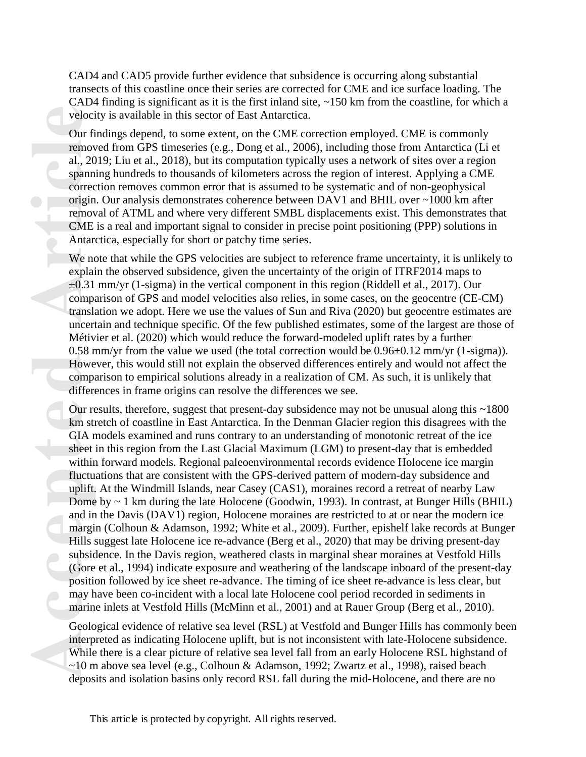CAD4 and CAD5 provide further evidence that subsidence is occurring along substantial transects of this coastline once their series are corrected for CME and ice surface loading. The CAD4 finding is significant as it is the first inland site, ~150 km from the coastline, for which a velocity is available in this sector of East Antarctica.

Our findings depend, to some extent, on the CME correction employed. CME is commonly removed from GPS timeseries (e.g., Dong et al., 2006), including those from Antarctica (Li et al., 2019; Liu et al., 2018), but its computation typically uses a network of sites over a region spanning hundreds to thousands of kilometers across the region of interest. Applying a CME correction removes common error that is assumed to be systematic and of non-geophysical origin. Our analysis demonstrates coherence between DAV1 and BHIL over ~1000 km after removal of ATML and where very different SMBL displacements exist. This demonstrates that CME is a real and important signal to consider in precise point positioning (PPP) solutions in Antarctica, especially for short or patchy time series.

We note that while the GPS velocities are subject to reference frame uncertainty, it is unlikely to explain the observed subsidence, given the uncertainty of the origin of ITRF2014 maps to $\pm0.31$ mm/yr (1-sigma) in the vertical component in this region (Riddell et al., 2017). Our comparison of GPS and model velocities also relies, in some cases, on the geocentre (CE-CM) translation we adopt. Here we use the values of Sun and Riva (2020) but geocentre estimates are uncertain and technique specific. Of the few published estimates, some of the largest are those of Métivier et al. (2020) which would reduce the forward-modeled uplift rates by a further 0.58 mm/yr from the value we used (the total correction would be $0.96\pm0.12$ mm/yr (1-sigma)). However, this would still not explain the observed differences entirely and would not affect the comparison to empirical solutions already in a realization of CM. As such, it is unlikely that differences in frame origins can resolve the differences we see.

Our results, therefore, suggest that present-day subsidence may not be unusual along this ~1800 km stretch of coastline in East Antarctica. In the Denman Glacier region this disagrees with the GIA models examined and runs contrary to an understanding of monotonic retreat of the ice sheet in this region from the Last Glacial Maximum (LGM) to present-day that is embedded within forward models. Regional paleoenvironmental records evidence Holocene ice margin fluctuations that are consistent with the GPS-derived pattern of modern-day subsidence and uplift. At the Windmill Islands, near Casey (CAS1), moraines record a retreat of nearby Law Dome by ~ 1 km during the late Holocene (Goodwin, 1993). In contrast, at Bunger Hills (BHIL) and in the Davis (DAV1) region, Holocene moraines are restricted to at or near the modern ice margin (Colhoun & Adamson, 1992; White et al., 2009). Further, epishelf lake records at Bunger Hills suggest late Holocene ice re-advance (Berg et al., 2020) that may be driving present-day subsidence. In the Davis region, weathered clasts in marginal shear moraines at Vestfold Hills (Gore et al., 1994) indicate exposure and weathering of the landscape inboard of the present-day position followed by ice sheet re-advance. The timing of ice sheet re-advance is less clear, but may have been co-incident with a local late Holocene cool period recorded in sediments in marine inlets at Vestfold Hills (McMinn et al., 2001) and at Rauer Group (Berg et al., 2010).

Geological evidence of relative sea level (RSL) at Vestfold and Bunger Hills has commonly been interpreted as indicating Holocene uplift, but is not inconsistent with late-Holocene subsidence. While there is a clear picture of relative sea level fall from an early Holocene RSL highstand of ~10 m above sea level (e.g., Colhoun & Adamson, 1992; Zwartz et al., 1998), raised beach deposits and isolation basins only record RSL fall during the mid-Holocene, and there are no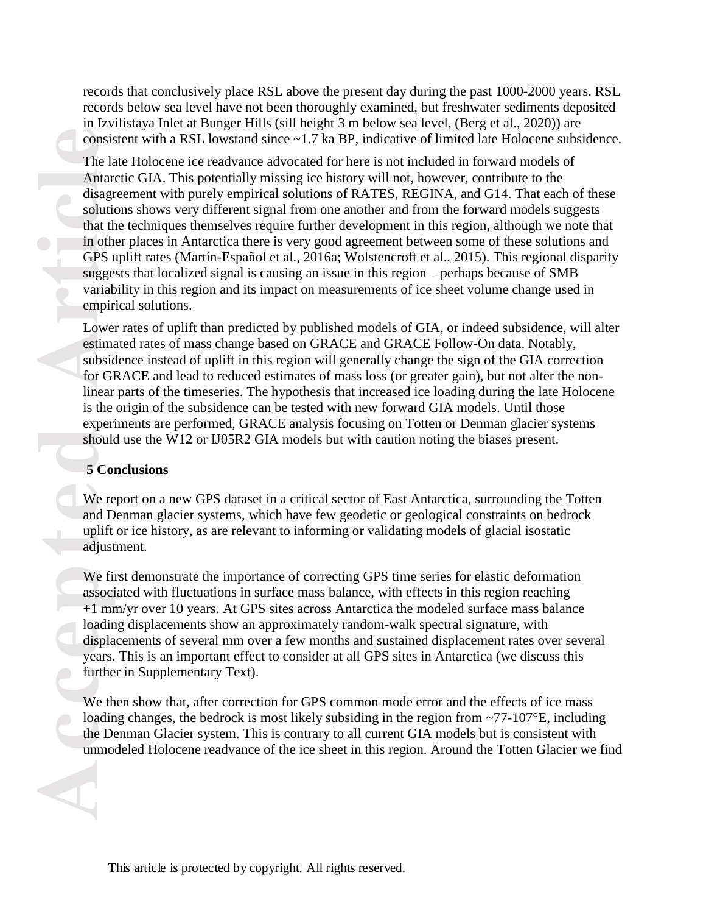records that conclusively place RSL above the present day during the past 1000-2000 years. RSL records below sea level have not been thoroughly examined, but freshwater sediments deposited in Izvilistaya Inlet at Bunger Hills (sill height 3 m below sea level, (Berg et al., 2020)) are consistent with a RSL lowstand since ~1.7 ka BP, indicative of limited late Holocene subsidence.

The late Holocene ice readvance advocated for here is not included in forward models of Antarctic GIA. This potentially missing ice history will not, however, contribute to the disagreement with purely empirical solutions of RATES, REGINA, and G14. That each of these solutions shows very different signal from one another and from the forward models suggests that the techniques themselves require further development in this region, although we note that in other places in Antarctica there is very good agreement between some of these solutions and GPS uplift rates (Martín-Español et al., 2016a; Wolstencroft et al., 2015). This regional disparity suggests that localized signal is causing an issue in this region – perhaps because of SMB variability in this region and its impact on measurements of ice sheet volume change used in empirical solutions.

Lower rates of uplift than predicted by published models of GIA, or indeed subsidence, will alter estimated rates of mass change based on GRACE and GRACE Follow-On data. Notably, subsidence instead of uplift in this region will generally change the sign of the GIA correction for GRACE and lead to reduced estimates of mass loss (or greater gain), but not alter the non-linear parts of the timeseries. The hypothesis that increased ice loading during the late Holocene is the origin of the subsidence can be tested with new forward GIA models. Until those experiments are performed, GRACE analysis focusing on Totten or Denman glacier systems should use the W12 or IJ05R2 GIA models but with caution noting the biases present.

## 5 Conclusions

We report on a new GPS dataset in a critical sector of East Antarctica, surrounding the Totten and Denman glacier systems, which have few geodetic or geological constraints on bedrock uplift or ice history, as are relevant to informing or validating models of glacial isostatic adjustment.

We first demonstrate the importance of correcting GPS time series for elastic deformation associated with fluctuations in surface mass balance, with effects in this region reaching +1 mm/yr over 10 years. At GPS sites across Antarctica the modeled surface mass balance loading displacements show an approximately random-walk spectral signature, with displacements of several mm over a few months and sustained displacement rates over several years. This is an important effect to consider at all GPS sites in Antarctica (we discuss this further in Supplementary Text).

We then show that, after correction for GPS common mode error and the effects of ice mass loading changes, the bedrock is most likely subsiding in the region from ~77-107°E, including the Denman Glacier system. This is contrary to all current GIA models but is consistent with unmodeled Holocene readvance of the ice sheet in this region. Around the Totten Glacier we find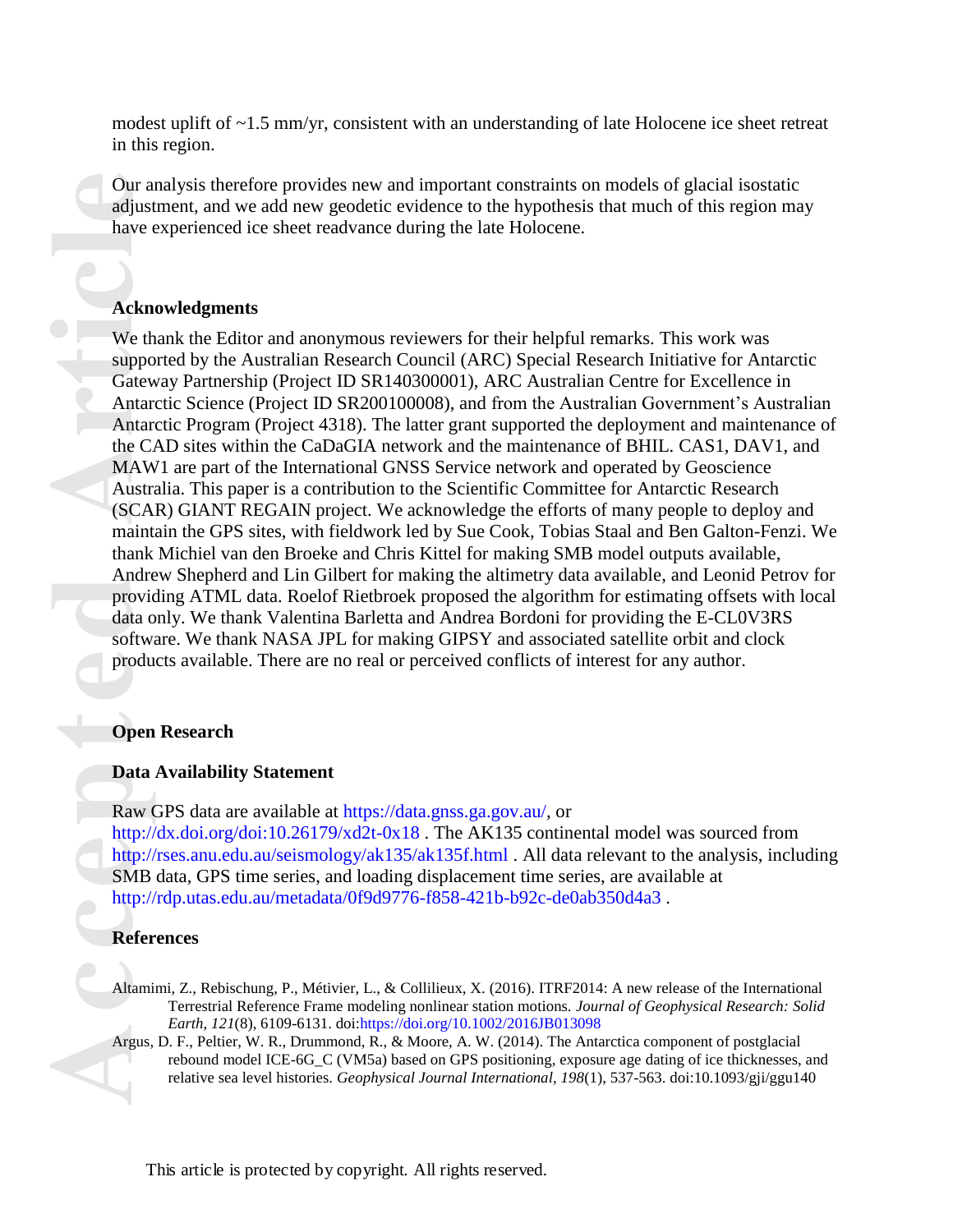modest uplift of ~1.5 mm/yr, consistent with an understanding of late Holocene ice sheet retreat in this region.

Our analysis therefore provides new and important constraints on models of glacial isostatic adjustment, and we add new geodetic evidence to the hypothesis that much of this region may have experienced ice sheet readvance during the late Holocene.

## Acknowledgments

We thank the Editor and anonymous reviewers for their helpful remarks. This work was supported by the Australian Research Council (ARC) Special Research Initiative for Antarctic Gateway Partnership (Project ID SR140300001), ARC Australian Centre for Excellence in Antarctic Science (Project ID SR200100008), and from the Australian Government's Australian Antarctic Program (Project 4318). The latter grant supported the deployment and maintenance of the CAD sites within the CaDaGIA network and the maintenance of BHIL. CAS1, DAV1, and MAW1 are part of the International GNSS Service network and operated by Geoscience Australia. This paper is a contribution to the Scientific Committee for Antarctic Research (SCAR) GIANT REGAIN project. We acknowledge the efforts of many people to deploy and maintain the GPS sites, with fieldwork led by Sue Cook, Tobias Staal and Ben Galton-Fenzi. We thank Michiel van den Broeke and Chris Kittel for making SMB model outputs available, Andrew Shepherd and Lin Gilbert for making the altimetry data available, and Leonid Petrov for providing ATML data. Roelof Rietbroek proposed the algorithm for estimating offsets with local data only. We thank Valentina Barletta and Andrea Bordoni for providing the E-CL0V3RS software. We thank NASA JPL for making GIPSY and associated satellite orbit and clock products available. There are no real or perceived conflicts of interest for any author.

## Open Research

### Data Availability Statement

Raw GPS data are available at https://data.gnss.ga.gov.au/, or http://dx.doi.org/doi:10.26179/xd2t-0x18 . The AK135 continental model was sourced from http://rses.anu.edu.au/seismology/ak135/ak135f.html . All data relevant to the analysis, including SMB data, GPS time series, and loading displacement time series, are available at http://rdp.utas.edu.au/metadata/0f9d9776-f858-421b-b92c-de0ab350d4a3 .

## References

Altamimi, Z., Rebischung, P., Métivier, L., & Collilieux, X. (2016). ITRF2014: A new release of the International Terrestrial Reference Frame modeling nonlinear station motions. *Journal of Geophysical Research: Solid Earth, 121*(8), 6109-6131. doi:https://doi.org/10.1002/2016JB013098

Argus, D. F., Peltier, W. R., Drummond, R., & Moore, A. W. (2014). The Antarctica component of postglacial rebound model ICE-6G_C (VM5a) based on GPS positioning, exposure age dating of ice thicknesses, and relative sea level histories. *Geophysical Journal International, 198*(1), 537-563. doi:10.1093/gji/ggu140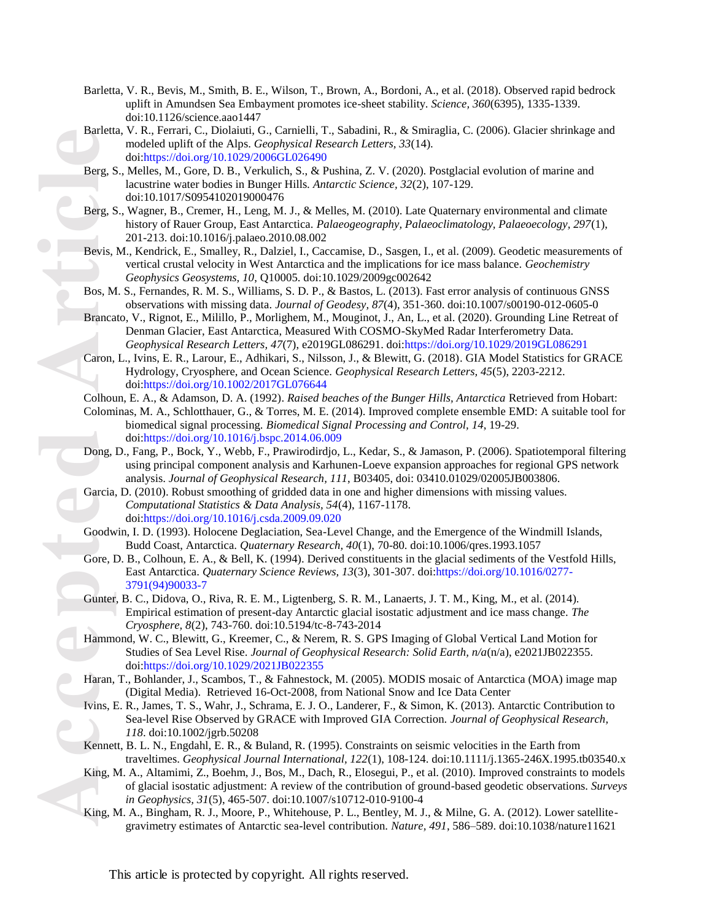Barletta, V. R., Bevis, M., Smith, B. E., Wilson, T., Brown, A., Bordoni, A., et al. (2018). Observed rapid bedrock uplift in Amundsen Sea Embayment promotes ice-sheet stability. *Science, 360*(6395), 1335-1339. doi:10.1126/science.aao1447

Barletta, V. R., Ferrari, C., Diolaiuti, G., Carnielli, T., Sabadini, R., & Smiraglia, C. (2006). Glacier shrinkage and modeled uplift of the Alps. *Geophysical Research Letters, 33*(14). doi:https://doi.org/10.1029/2006GL026490

Berg, S., Melles, M., Gore, D. B., Verkulich, S., & Pushina, Z. V. (2020). Postglacial evolution of marine and lacustrine water bodies in Bunger Hills. *Antarctic Science, 32*(2), 107-129. doi:10.1017/S0954102019000476

Berg, S., Wagner, B., Cremer, H., Leng, M. J., & Melles, M. (2010). Late Quaternary environmental and climate history of Rauer Group, East Antarctica. *Palaeogeography, Palaeoclimatology, Palaeoecology, 297*(1), 201-213. doi:10.1016/j.palaeo.2010.08.002

Bevis, M., Kendrick, E., Smalley, R., Dalziel, I., Caccamise, D., Sasgen, I., et al. (2009). Geodetic measurements of vertical crustal velocity in West Antarctica and the implications for ice mass balance. *Geochemistry Geophysics Geosystems, 10*, Q10005. doi:10.1029/2009gc002642

Bos, M. S., Fernandes, R. M. S., Williams, S. D. P., & Bastos, L. (2013). Fast error analysis of continuous GNSS observations with missing data. *Journal of Geodesy, 87*(4), 351-360. doi:10.1007/s00190-012-0605-0

Brancato, V., Rignot, E., Milillo, P., Morlighem, M., Mouginot, J., An, L., et al. (2020). Grounding Line Retreat of Denman Glacier, East Antarctica, Measured With COSMO-SkyMed Radar Interferometry Data. *Geophysical Research Letters, 47*(7), e2019GL086291. doi:https://doi.org/10.1029/2019GL086291

Caron, L., Ivins, E. R., Larour, E., Adhikari, S., Nilsson, J., & Blewitt, G. (2018). GIA Model Statistics for GRACE Hydrology, Cryosphere, and Ocean Science. *Geophysical Research Letters, 45*(5), 2203-2212. doi:https://doi.org/10.1002/2017GL076644

Colhoun, E. A., & Adamson, D. A. (1992). *Raised beaches of the Bunger Hills, Antarctica* Retrieved from Hobart:

Colominas, M. A., Schlotthauer, G., & Torres, M. E. (2014). Improved complete ensemble EMD: A suitable tool for biomedical signal processing. *Biomedical Signal Processing and Control, 14*, 19-29. doi:https://doi.org/10.1016/j.bspc.2014.06.009

Dong, D., Fang, P., Bock, Y., Webb, F., Prawirodirdjo, L., Kedar, S., & Jamason, P. (2006). Spatiotemporal filtering using principal component analysis and Karhunen-Loeve expansion approaches for regional GPS network analysis. *Journal of Geophysical Research, 111*, B03405, doi: 03410.01029/02005JB003806.

Garcia, D. (2010). Robust smoothing of gridded data in one and higher dimensions with missing values. *Computational Statistics & Data Analysis, 54*(4), 1167-1178. doi:https://doi.org/10.1016/j.csda.2009.09.020

Goodwin, I. D. (1993). Holocene Deglaciation, Sea-Level Change, and the Emergence of the Windmill Islands, Budd Coast, Antarctica. *Quaternary Research, 40*(1), 70-80. doi:10.1006/qres.1993.1057

Gore, D. B., Colhoun, E. A., & Bell, K. (1994). Derived constituents in the glacial sediments of the Vestfold Hills, East Antarctica. *Quaternary Science Reviews, 13*(3), 301-307. doi:https://doi.org/10.1016/0277-3791(94)90033-7

Gunter, B. C., Didova, O., Riva, R. E. M., Ligtenberg, S. R. M., Lanaerts, J. T. M., King, M., et al. (2014). Empirical estimation of present-day Antarctic glacial isostatic adjustment and ice mass change. *The Cryosphere, 8*(2), 743-760. doi:10.5194/tc-8-743-2014

Hammond, W. C., Blewitt, G., Kreemer, C., & Nerem, R. S. GPS Imaging of Global Vertical Land Motion for Studies of Sea Level Rise. *Journal of Geophysical Research: Solid Earth, n/a*(n/a), e2021JB022355. doi:https://doi.org/10.1029/2021JB022355

Haran, T., Bohlander, J., Scambos, T., & Fahnestock, M. (2005). MODIS mosaic of Antarctica (MOA) image map (Digital Media). Retrieved 16-Oct-2008, from National Snow and Ice Data Center

Ivins, E. R., James, T. S., Wahr, J., Schrama, E. J. O., Landerer, F., & Simon, K. (2013). Antarctic Contribution to Sea-level Rise Observed by GRACE with Improved GIA Correction. *Journal of Geophysical Research, 118*. doi:10.1002/jgrb.50208

Kennett, B. L. N., Engdahl, E. R., & Buland, R. (1995). Constraints on seismic velocities in the Earth from traveltimes. *Geophysical Journal International, 122*(1), 108-124. doi:10.1111/j.1365-246X.1995.tb03540.x

King, M. A., Altamimi, Z., Boehm, J., Bos, M., Dach, R., Elosegui, P., et al. (2010). Improved constraints to models of glacial isostatic adjustment: A review of the contribution of ground-based geodetic observations. *Surveys in Geophysics, 31*(5), 465-507. doi:10.1007/s10712-010-9100-4

King, M. A., Bingham, R. J., Moore, P., Whitehouse, P. L., Bentley, M. J., & Milne, G. A. (2012). Lower satellite-gravimetry estimates of Antarctic sea-level contribution. *Nature, 491*, 586–589. doi:10.1038/nature11621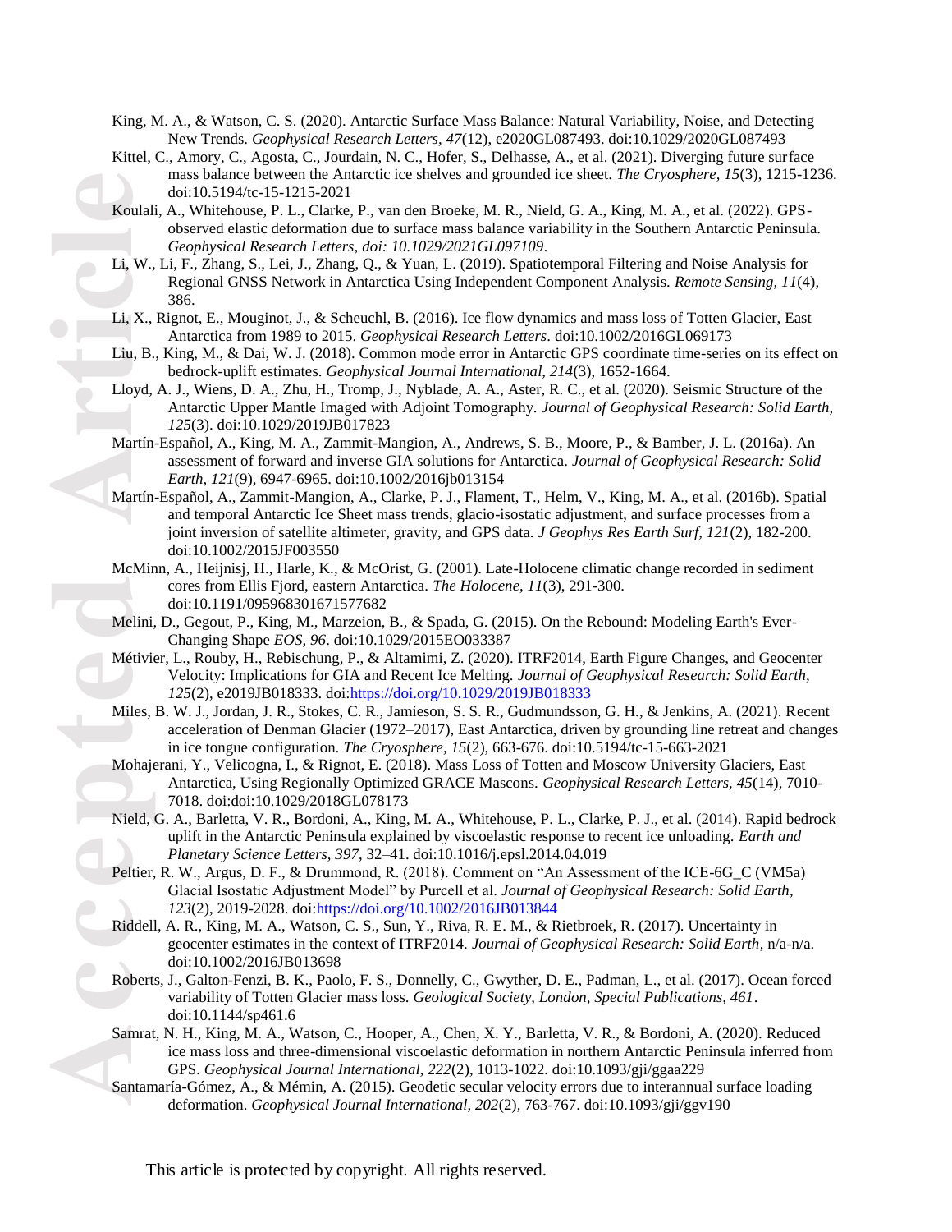King, M. A., & Watson, C. S. (2020). Antarctic Surface Mass Balance: Natural Variability, Noise, and Detecting New Trends. *Geophysical Research Letters, 47*(12), e2020GL087493. doi:10.1029/2020GL087493

Kittel, C., Amory, C., Agosta, C., Jourdain, N. C., Hofer, S., Delhasse, A., et al. (2021). Diverging future surface mass balance between the Antarctic ice shelves and grounded ice sheet. *The Cryosphere, 15*(3), 1215-1236. doi:10.5194/tc-15-1215-2021

Koulali, A., Whitehouse, P. L., Clarke, P., van den Broeke, M. R., Nield, G. A., King, M. A., et al. (2022). GPS-observed elastic deformation due to surface mass balance variability in the Southern Antarctic Peninsula. *Geophysical Research Letters, doi: 10.1029/2021GL097109*.

Li, W., Li, F., Zhang, S., Lei, J., Zhang, Q., & Yuan, L. (2019). Spatiotemporal Filtering and Noise Analysis for Regional GNSS Network in Antarctica Using Independent Component Analysis. *Remote Sensing, 11*(4), 386.

Li, X., Rignot, E., Mouginot, J., & Scheuchl, B. (2016). Ice flow dynamics and mass loss of Totten Glacier, East Antarctica from 1989 to 2015. *Geophysical Research Letters*. doi:10.1002/2016GL069173

Liu, B., King, M., & Dai, W. J. (2018). Common mode error in Antarctic GPS coordinate time-series on its effect on bedrock-uplift estimates. *Geophysical Journal International, 214*(3), 1652-1664.

Lloyd, A. J., Wiens, D. A., Zhu, H., Tromp, J., Nyblade, A. A., Aster, R. C., et al. (2020). Seismic Structure of the Antarctic Upper Mantle Imaged with Adjoint Tomography. *Journal of Geophysical Research: Solid Earth, 125*(3). doi:10.1029/2019JB017823

Martín-Español, A., King, M. A., Zammit-Mangion, A., Andrews, S. B., Moore, P., & Bamber, J. L. (2016a). An assessment of forward and inverse GIA solutions for Antarctica. *Journal of Geophysical Research: Solid Earth, 121*(9), 6947-6965. doi:10.1002/2016jb013154

Martín-Español, A., Zammit-Mangion, A., Clarke, P. J., Flament, T., Helm, V., King, M. A., et al. (2016b). Spatial and temporal Antarctic Ice Sheet mass trends, glacio-isostatic adjustment, and surface processes from a joint inversion of satellite altimeter, gravity, and GPS data. *J Geophys Res Earth Surf, 121*(2), 182-200. doi:10.1002/2015JF003550

McMinn, A., Heijnisj, H., Harle, K., & McOrist, G. (2001). Late-Holocene climatic change recorded in sediment cores from Ellis Fjord, eastern Antarctica. *The Holocene, 11*(3), 291-300. doi:10.1191/095968301671577682

Melini, D., Gegout, P., King, M., Marzeion, B., & Spada, G. (2015). On the Rebound: Modeling Earth's Ever-Changing Shape *EOS, 96*. doi:10.1029/2015EO033387

Métivier, L., Rouby, H., Rebischung, P., & Altamimi, Z. (2020). ITRF2014, Earth Figure Changes, and Geocenter Velocity: Implications for GIA and Recent Ice Melting. *Journal of Geophysical Research: Solid Earth, 125*(2), e2019JB018333. doi:https://doi.org/10.1029/2019JB018333

Miles, B. W. J., Jordan, J. R., Stokes, C. R., Jamieson, S. S. R., Gudmundsson, G. H., & Jenkins, A. (2021). Recent acceleration of Denman Glacier (1972–2017), East Antarctica, driven by grounding line retreat and changes in ice tongue configuration. *The Cryosphere, 15*(2), 663-676. doi:10.5194/tc-15-663-2021

Mohajerani, Y., Velicogna, I., & Rignot, E. (2018). Mass Loss of Totten and Moscow University Glaciers, East Antarctica, Using Regionally Optimized GRACE Mascons. *Geophysical Research Letters, 45*(14), 7010-7018. doi:doi:10.1029/2018GL078173

Nield, G. A., Barletta, V. R., Bordoni, A., King, M. A., Whitehouse, P. L., Clarke, P. J., et al. (2014). Rapid bedrock uplift in the Antarctic Peninsula explained by viscoelastic response to recent ice unloading. *Earth and Planetary Science Letters, 397*, 32–41. doi:10.1016/j.epsl.2014.04.019

Peltier, R. W., Argus, D. F., & Drummond, R. (2018). Comment on "An Assessment of the ICE-6G_C (VM5a) Glacial Isostatic Adjustment Model" by Purcell et al. *Journal of Geophysical Research: Solid Earth, 123*(2), 2019-2028. doi:https://doi.org/10.1002/2016JB013844

Riddell, A. R., King, M. A., Watson, C. S., Sun, Y., Riva, R. E. M., & Rietbroek, R. (2017). Uncertainty in geocenter estimates in the context of ITRF2014. *Journal of Geophysical Research: Solid Earth*, n/a-n/a. doi:10.1002/2016JB013698

Roberts, J., Galton-Fenzi, B. K., Paolo, F. S., Donnelly, C., Gwyther, D. E., Padman, L., et al. (2017). Ocean forced variability of Totten Glacier mass loss. *Geological Society, London, Special Publications, 461*. doi:10.1144/sp461.6

Samrat, N. H., King, M. A., Watson, C., Hooper, A., Chen, X. Y., Barletta, V. R., & Bordoni, A. (2020). Reduced ice mass loss and three-dimensional viscoelastic deformation in northern Antarctic Peninsula inferred from GPS. *Geophysical Journal International, 222*(2), 1013-1022. doi:10.1093/gji/ggaa229

Santamaría-Gómez, A., & Mémin, A. (2015). Geodetic secular velocity errors due to interannual surface loading deformation. *Geophysical Journal International, 202*(2), 763-767. doi:10.1093/gji/ggv190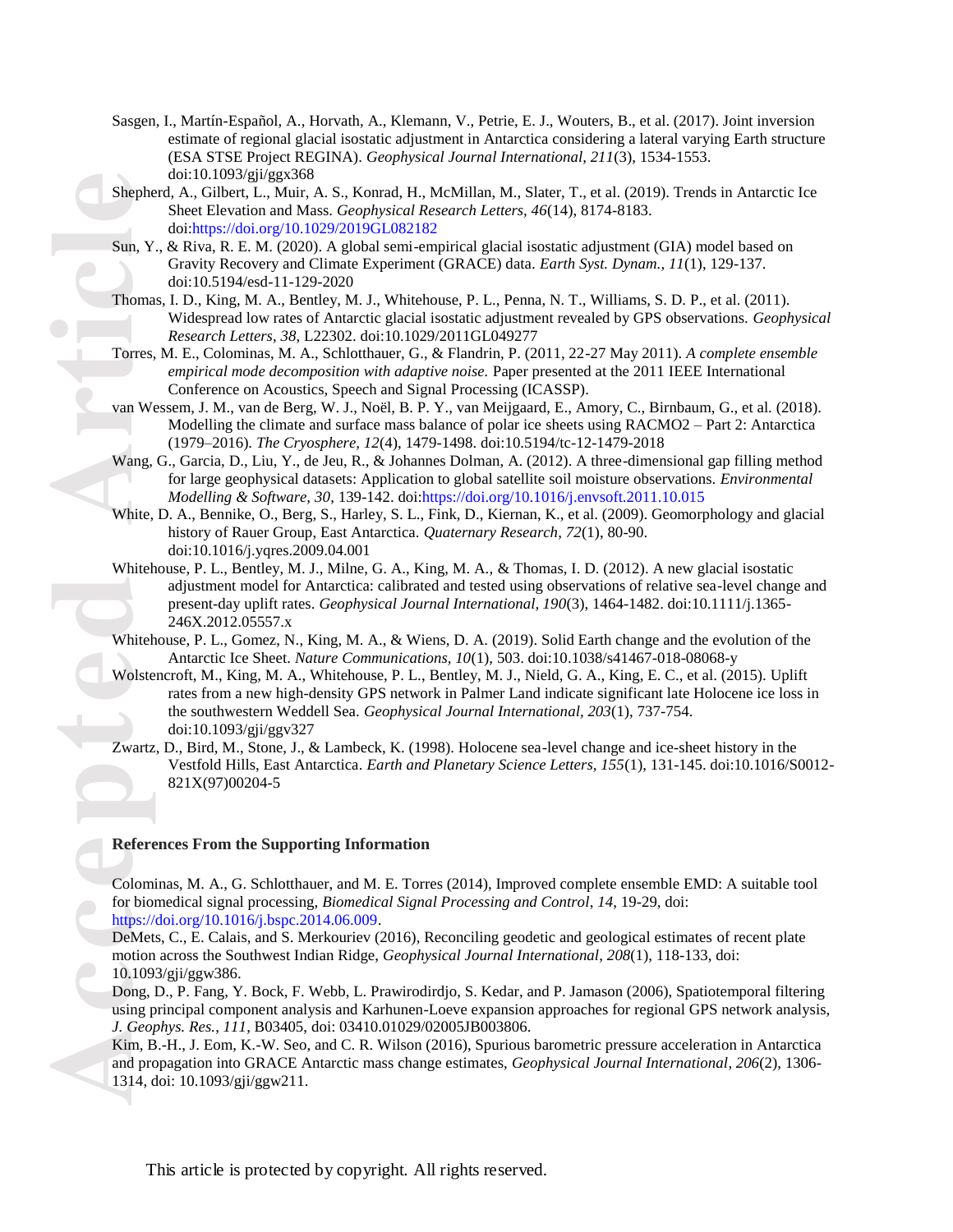Sasgen, I., Martín-Español, A., Horvath, A., Klemann, V., Petrie, E. J., Wouters, B., et al. (2017). Joint inversion estimate of regional glacial isostatic adjustment in Antarctica considering a lateral varying Earth structure (ESA STSE Project REGINA). *Geophysical Journal International, 211*(3), 1534-1553. doi:10.1093/gji/ggx368

Shepherd, A., Gilbert, L., Muir, A. S., Konrad, H., McMillan, M., Slater, T., et al. (2019). Trends in Antarctic Ice Sheet Elevation and Mass. *Geophysical Research Letters, 46*(14), 8174-8183. doi:https://doi.org/10.1029/2019GL082182

Sun, Y., & Riva, R. E. M. (2020). A global semi-empirical glacial isostatic adjustment (GIA) model based on Gravity Recovery and Climate Experiment (GRACE) data. *Earth Syst. Dynam., 11*(1), 129-137. doi:10.5194/esd-11-129-2020

Thomas, I. D., King, M. A., Bentley, M. J., Whitehouse, P. L., Penna, N. T., Williams, S. D. P., et al. (2011). Widespread low rates of Antarctic glacial isostatic adjustment revealed by GPS observations. *Geophysical Research Letters, 38*, L22302. doi:10.1029/2011GL049277

Torres, M. E., Colominas, M. A., Schlotthauer, G., & Flandrin, P. (2011, 22-27 May 2011). *A complete ensemble empirical mode decomposition with adaptive noise.* Paper presented at the 2011 IEEE International Conference on Acoustics, Speech and Signal Processing (ICASSP).

van Wessem, J. M., van de Berg, W. J., Noël, B. P. Y., van Meijgaard, E., Amory, C., Birnbaum, G., et al. (2018). Modelling the climate and surface mass balance of polar ice sheets using RACMO2 – Part 2: Antarctica (1979–2016). *The Cryosphere, 12*(4), 1479-1498. doi:10.5194/tc-12-1479-2018

Wang, G., Garcia, D., Liu, Y., de Jeu, R., & Johannes Dolman, A. (2012). A three-dimensional gap filling method for large geophysical datasets: Application to global satellite soil moisture observations. *Environmental Modelling & Software, 30*, 139-142. doi:https://doi.org/10.1016/j.envsoft.2011.10.015

White, D. A., Bennike, O., Berg, S., Harley, S. L., Fink, D., Kiernan, K., et al. (2009). Geomorphology and glacial history of Rauer Group, East Antarctica. *Quaternary Research, 72*(1), 80-90. doi:10.1016/j.yqres.2009.04.001

Whitehouse, P. L., Bentley, M. J., Milne, G. A., King, M. A., & Thomas, I. D. (2012). A new glacial isostatic adjustment model for Antarctica: calibrated and tested using observations of relative sea-level change and present-day uplift rates. *Geophysical Journal International, 190*(3), 1464-1482. doi:10.1111/j.1365-246X.2012.05557.x

Whitehouse, P. L., Gomez, N., King, M. A., & Wiens, D. A. (2019). Solid Earth change and the evolution of the Antarctic Ice Sheet. *Nature Communications, 10*(1), 503. doi:10.1038/s41467-018-08068-y

Wolstencroft, M., King, M. A., Whitehouse, P. L., Bentley, M. J., Nield, G. A., King, E. C., et al. (2015). Uplift rates from a new high-density GPS network in Palmer Land indicate significant late Holocene ice loss in the southwestern Weddell Sea. *Geophysical Journal International, 203*(1), 737-754. doi:10.1093/gji/ggv327

Zwartz, D., Bird, M., Stone, J., & Lambeck, K. (1998). Holocene sea-level change and ice-sheet history in the Vestfold Hills, East Antarctica. *Earth and Planetary Science Letters, 155*(1), 131-145. doi:10.1016/S0012-821X(97)00204-5

## References From the Supporting Information

Colominas, M. A., G. Schlotthauer, and M. E. Torres (2014), Improved complete ensemble EMD: A suitable tool for biomedical signal processing, *Biomedical Signal Processing and Control*, *14*, 19-29, doi: https://doi.org/10.1016/j.bspc.2014.06.009.

DeMets, C., E. Calais, and S. Merkouriev (2016), Reconciling geodetic and geological estimates of recent plate motion across the Southwest Indian Ridge, *Geophysical Journal International*, *208*(1), 118-133, doi: 10.1093/gji/ggw386.

Dong, D., P. Fang, Y. Bock, F. Webb, L. Prawirodirdjo, S. Kedar, and P. Jamason (2006), Spatiotemporal filtering using principal component analysis and Karhunen-Loeve expansion approaches for regional GPS network analysis, *J. Geophys. Res.*, *111*, B03405, doi: 03410.01029/02005JB003806.

Kim, B.-H., J. Eom, K.-W. Seo, and C. R. Wilson (2016), Spurious barometric pressure acceleration in Antarctica and propagation into GRACE Antarctic mass change estimates, *Geophysical Journal International*, *206*(2), 1306-1314, doi: 10.1093/gji/ggw211.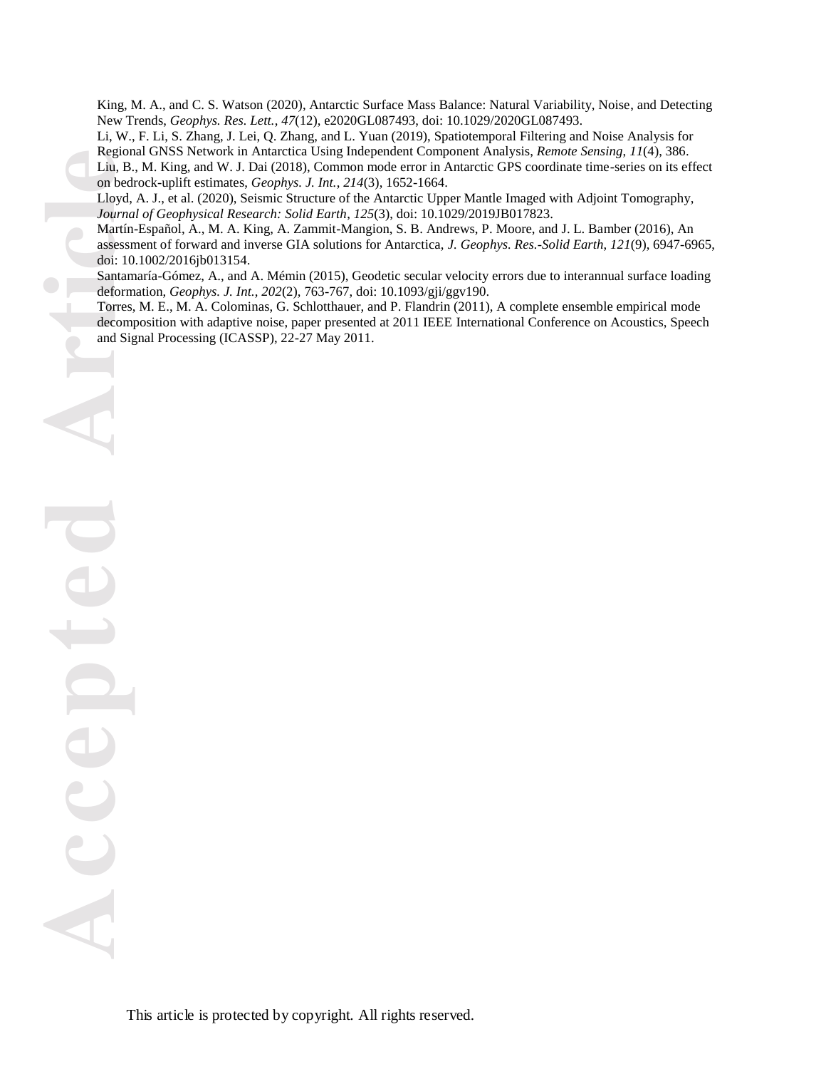King, M. A., and C. S. Watson (2020), Antarctic Surface Mass Balance: Natural Variability, Noise, and Detecting New Trends, *Geophys. Res. Lett.*, *47*(12), e2020GL087493, doi: 10.1029/2020GL087493.

Li, W., F. Li, S. Zhang, J. Lei, Q. Zhang, and L. Yuan (2019), Spatiotemporal Filtering and Noise Analysis for Regional GNSS Network in Antarctica Using Independent Component Analysis, *Remote Sensing*, *11*(4), 386.

Liu, B., M. King, and W. J. Dai (2018), Common mode error in Antarctic GPS coordinate time-series on its effect on bedrock-uplift estimates, *Geophys. J. Int.*, *214*(3), 1652-1664.

Lloyd, A. J., et al. (2020), Seismic Structure of the Antarctic Upper Mantle Imaged with Adjoint Tomography, *Journal of Geophysical Research: Solid Earth*, *125*(3), doi: 10.1029/2019JB017823.

Martín-Español, A., M. A. King, A. Zammit-Mangion, S. B. Andrews, P. Moore, and J. L. Bamber (2016), An assessment of forward and inverse GIA solutions for Antarctica, *J. Geophys. Res.-Solid Earth*, *121*(9), 6947-6965, doi: 10.1002/2016jb013154.

Santamaría-Gómez, A., and A. Mémin (2015), Geodetic secular velocity errors due to interannual surface loading deformation, *Geophys. J. Int.*, *202*(2), 763-767, doi: 10.1093/gji/ggv190.

Torres, M. E., M. A. Colominas, G. Schlotthauer, and P. Flandrin (2011), A complete ensemble empirical mode decomposition with adaptive noise, paper presented at 2011 IEEE International Conference on Acoustics, Speech and Signal Processing (ICASSP), 22-27 May 2011.